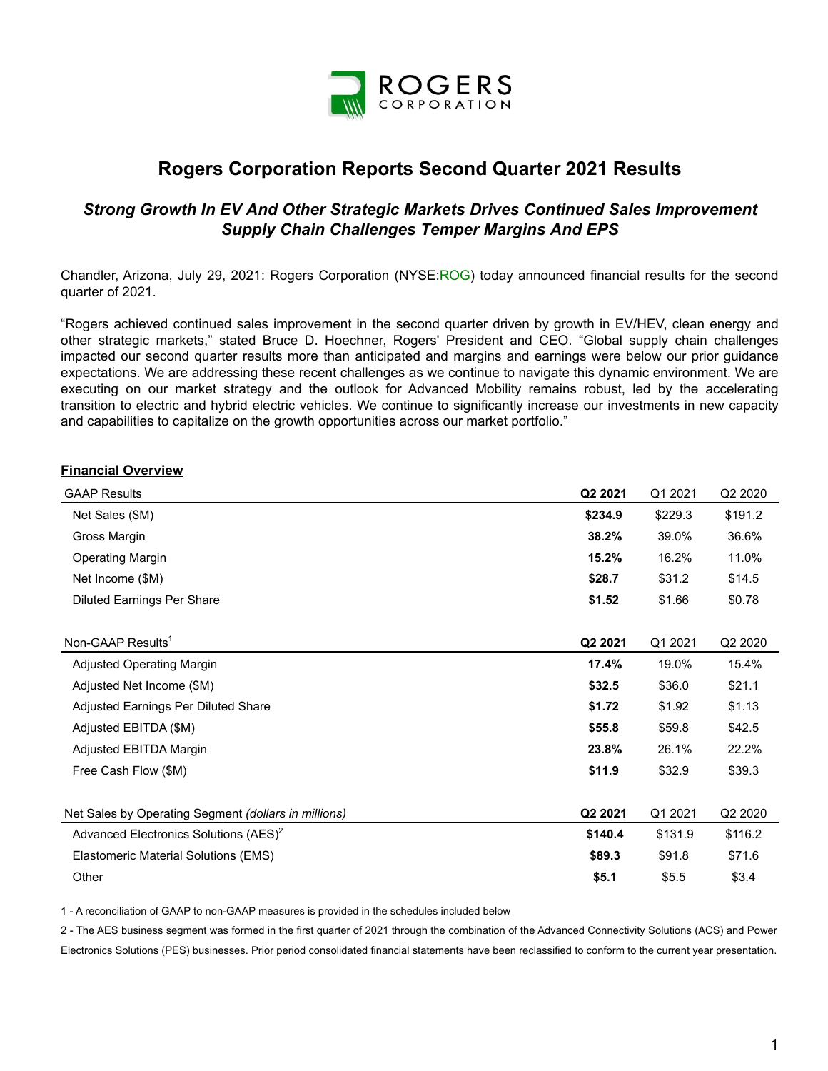# Rogers Corporation Reports Second Quarter 2021 Results

### *Strong Growth In EV And Other Strategic Markets Drives Continued Sales Improvement Supply Chain Challenges Temper Margins And EPS*

Chandler, Arizona, July 29, 2021: Rogers Corporation (NYSE:ROG) today announced financial results for the second quarter of 2021.

"Rogers achieved continued sales improvement in the second quarter driven by growth in EV/HEV, clean energy and other strategic markets," stated Bruce D. Hoechner, Rogers' President and CEO. "Global supply chain challenges impacted our second quarter results more than anticipated and margins and earnings were below our prior guidance expectations. We are addressing these recent challenges as we continue to navigate this dynamic environment. We are executing on our market strategy and the outlook for Advanced Mobility remains robust, led by the accelerating transition to electric and hybrid electric vehicles. We continue to significantly increase our investments in new capacity and capabilities to capitalize on the growth opportunities across our market portfolio."

**Financial Overview**

| GAAP Results | **Q2 2021** | Q1 2021 | Q2 2020 |
|---|---|---|---|
| Net Sales ($M) | **$234.9** | $229.3 | $191.2 |
| Gross Margin | **38.2%** | 39.0% | 36.6% |
| Operating Margin | **15.2%** | 16.2% | 11.0% |
| Net Income ($M) | **$28.7** | $31.2 | $14.5 |
| Diluted Earnings Per Share | **$1.52** | $1.66 | $0.78 |

| Non-GAAP Results[1] | **Q2 2021** | Q1 2021 | Q2 2020 |
|---|---|---|---|
| Adjusted Operating Margin | **17.4%** | 19.0% | 15.4% |
| Adjusted Net Income ($M) | **$32.5** | $36.0 | $21.1 |
| Adjusted Earnings Per Diluted Share | **$1.72** | $1.92 | $1.13 |
| Adjusted EBITDA ($M) | **$55.8** | $59.8 | $42.5 |
| Adjusted EBITDA Margin | **23.8%** | 26.1% | 22.2% |
| Free Cash Flow ($M) | **$11.9** | $32.9 | $39.3 |

| Net Sales by Operating Segment *(dollars in millions)* | **Q2 2021** | Q1 2021 | Q2 2020 |
|---|---|---|---|
| Advanced Electronics Solutions (AES)[2] | **$140.4** | $131.9 | $116.2 |
| Elastomeric Material Solutions (EMS) | **$89.3** | $91.8 | $71.6 |
| Other | **$5.1** | $5.5 | $3.4 |

1 - A reconciliation of GAAP to non-GAAP measures is provided in the schedules included below

2 - The AES business segment was formed in the first quarter of 2021 through the combination of the Advanced Connectivity Solutions (ACS) and Power Electronics Solutions (PES) businesses. Prior period consolidated financial statements have been reclassified to conform to the current year presentation.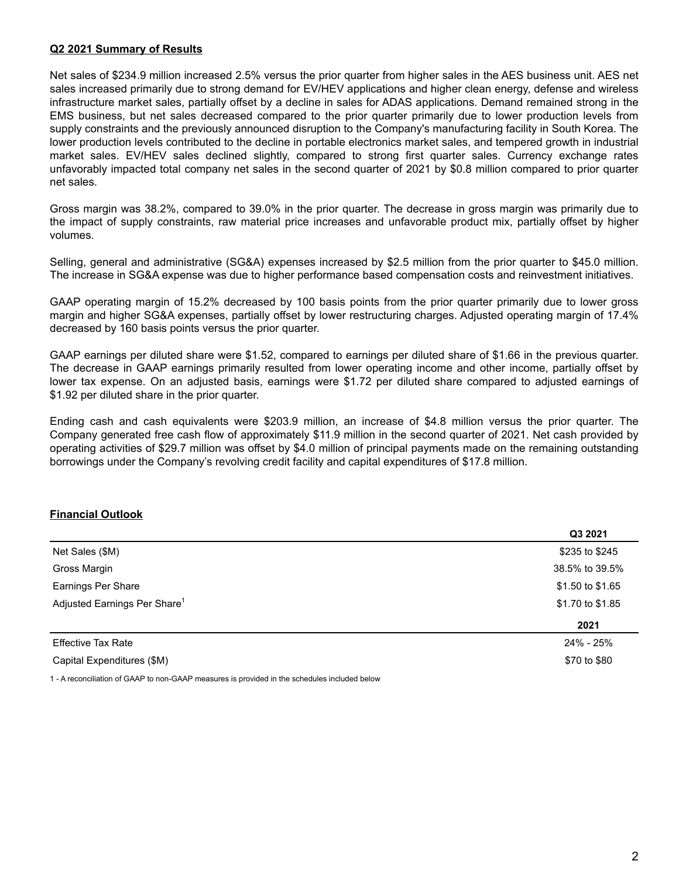## Q2 2021 Summary of Results

Net sales of $234.9 million increased 2.5% versus the prior quarter from higher sales in the AES business unit. AES net sales increased primarily due to strong demand for EV/HEV applications and higher clean energy, defense and wireless infrastructure market sales, partially offset by a decline in sales for ADAS applications. Demand remained strong in the EMS business, but net sales decreased compared to the prior quarter primarily due to lower production levels from supply constraints and the previously announced disruption to the Company's manufacturing facility in South Korea. The lower production levels contributed to the decline in portable electronics market sales, and tempered growth in industrial market sales. EV/HEV sales declined slightly, compared to strong first quarter sales. Currency exchange rates unfavorably impacted total company net sales in the second quarter of 2021 by $0.8 million compared to prior quarter net sales.

Gross margin was 38.2%, compared to 39.0% in the prior quarter. The decrease in gross margin was primarily due to the impact of supply constraints, raw material price increases and unfavorable product mix, partially offset by higher volumes.

Selling, general and administrative (SG&A) expenses increased by $2.5 million from the prior quarter to $45.0 million. The increase in SG&A expense was due to higher performance based compensation costs and reinvestment initiatives.

GAAP operating margin of 15.2% decreased by 100 basis points from the prior quarter primarily due to lower gross margin and higher SG&A expenses, partially offset by lower restructuring charges. Adjusted operating margin of 17.4% decreased by 160 basis points versus the prior quarter.

GAAP earnings per diluted share were $1.52, compared to earnings per diluted share of $1.66 in the previous quarter. The decrease in GAAP earnings primarily resulted from lower operating income and other income, partially offset by lower tax expense. On an adjusted basis, earnings were $1.72 per diluted share compared to adjusted earnings of $1.92 per diluted share in the prior quarter.

Ending cash and cash equivalents were $203.9 million, an increase of $4.8 million versus the prior quarter. The Company generated free cash flow of approximately $11.9 million in the second quarter of 2021. Net cash provided by operating activities of $29.7 million was offset by $4.0 million of principal payments made on the remaining outstanding borrowings under the Company's revolving credit facility and capital expenditures of $17.8 million.

## Financial Outlook

| | Q3 2021 |
|---|---|
| Net Sales ($M) | $235 to $245 |
| Gross Margin | 38.5% to 39.5% |
| Earnings Per Share | $1.50 to $1.65 |
| Adjusted Earnings Per Share[1] | $1.70 to $1.85 |
| | **2021** |
| Effective Tax Rate | 24% - 25% |
| Capital Expenditures ($M) | $70 to $80 |

1 - A reconciliation of GAAP to non-GAAP measures is provided in the schedules included below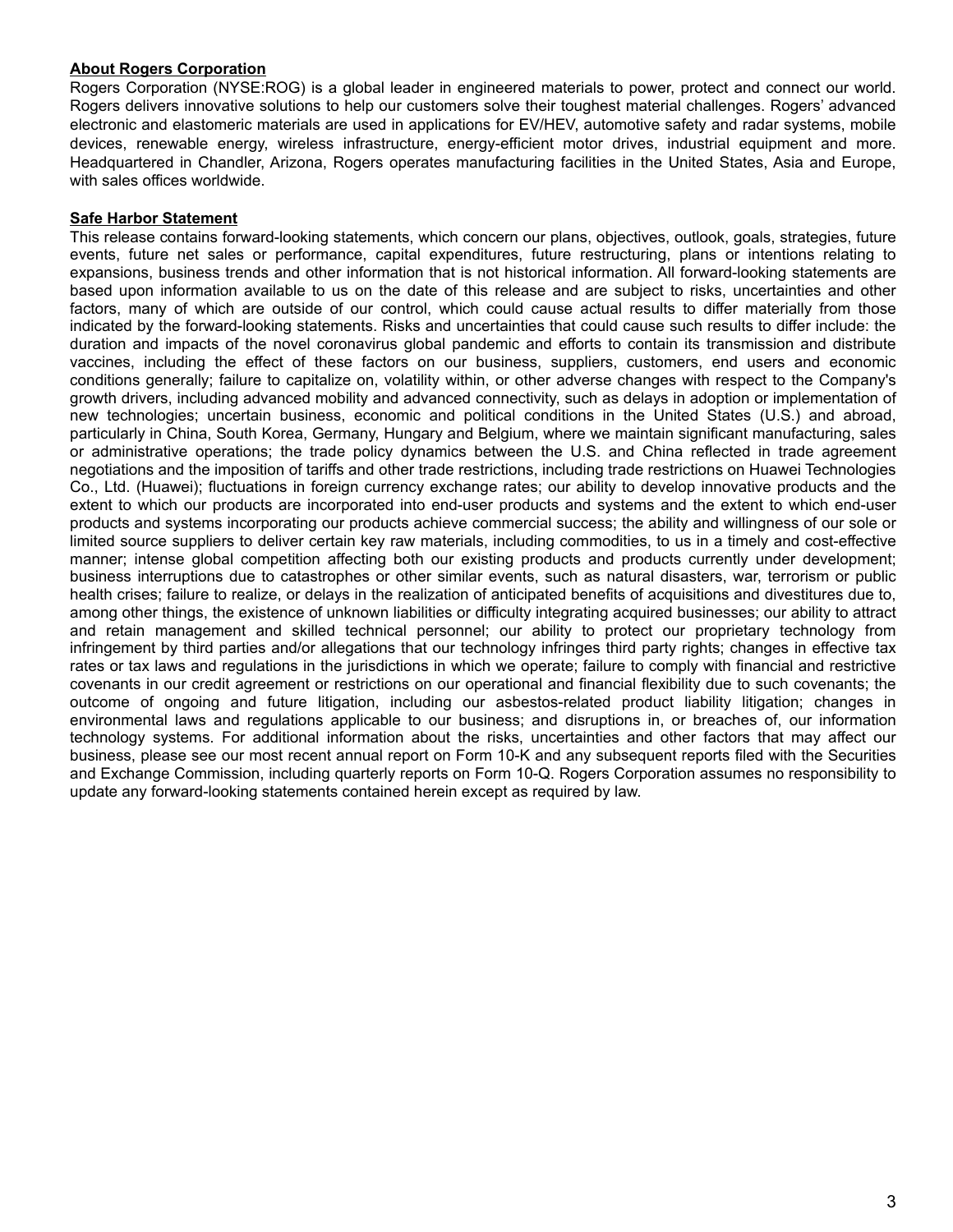**About Rogers Corporation**

Rogers Corporation (NYSE:ROG) is a global leader in engineered materials to power, protect and connect our world. Rogers delivers innovative solutions to help our customers solve their toughest material challenges. Rogers' advanced electronic and elastomeric materials are used in applications for EV/HEV, automotive safety and radar systems, mobile devices, renewable energy, wireless infrastructure, energy-efficient motor drives, industrial equipment and more. Headquartered in Chandler, Arizona, Rogers operates manufacturing facilities in the United States, Asia and Europe, with sales offices worldwide.

**Safe Harbor Statement**

This release contains forward-looking statements, which concern our plans, objectives, outlook, goals, strategies, future events, future net sales or performance, capital expenditures, future restructuring, plans or intentions relating to expansions, business trends and other information that is not historical information. All forward-looking statements are based upon information available to us on the date of this release and are subject to risks, uncertainties and other factors, many of which are outside of our control, which could cause actual results to differ materially from those indicated by the forward-looking statements. Risks and uncertainties that could cause such results to differ include: the duration and impacts of the novel coronavirus global pandemic and efforts to contain its transmission and distribute vaccines, including the effect of these factors on our business, suppliers, customers, end users and economic conditions generally; failure to capitalize on, volatility within, or other adverse changes with respect to the Company's growth drivers, including advanced mobility and advanced connectivity, such as delays in adoption or implementation of new technologies; uncertain business, economic and political conditions in the United States (U.S.) and abroad, particularly in China, South Korea, Germany, Hungary and Belgium, where we maintain significant manufacturing, sales or administrative operations; the trade policy dynamics between the U.S. and China reflected in trade agreement negotiations and the imposition of tariffs and other trade restrictions, including trade restrictions on Huawei Technologies Co., Ltd. (Huawei); fluctuations in foreign currency exchange rates; our ability to develop innovative products and the extent to which our products are incorporated into end-user products and systems and the extent to which end-user products and systems incorporating our products achieve commercial success; the ability and willingness of our sole or limited source suppliers to deliver certain key raw materials, including commodities, to us in a timely and cost-effective manner; intense global competition affecting both our existing products and products currently under development; business interruptions due to catastrophes or other similar events, such as natural disasters, war, terrorism or public health crises; failure to realize, or delays in the realization of anticipated benefits of acquisitions and divestitures due to, among other things, the existence of unknown liabilities or difficulty integrating acquired businesses; our ability to attract and retain management and skilled technical personnel; our ability to protect our proprietary technology from infringement by third parties and/or allegations that our technology infringes third party rights; changes in effective tax rates or tax laws and regulations in the jurisdictions in which we operate; failure to comply with financial and restrictive covenants in our credit agreement or restrictions on our operational and financial flexibility due to such covenants; the outcome of ongoing and future litigation, including our asbestos-related product liability litigation; changes in environmental laws and regulations applicable to our business; and disruptions in, or breaches of, our information technology systems. For additional information about the risks, uncertainties and other factors that may affect our business, please see our most recent annual report on Form 10-K and any subsequent reports filed with the Securities and Exchange Commission, including quarterly reports on Form 10-Q. Rogers Corporation assumes no responsibility to update any forward-looking statements contained herein except as required by law.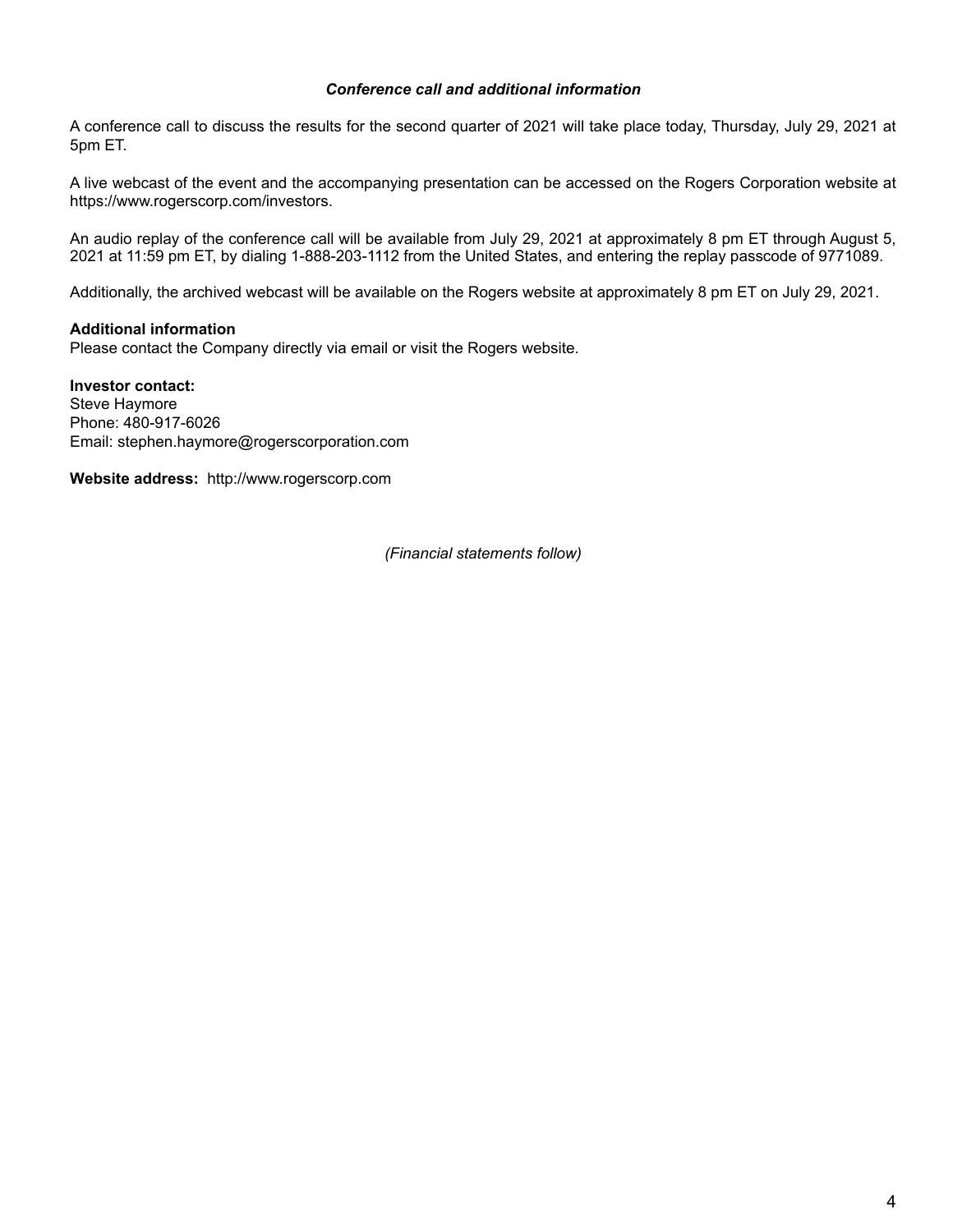***Conference call and additional information***

A conference call to discuss the results for the second quarter of 2021 will take place today, Thursday, July 29, 2021 at 5pm ET.

A live webcast of the event and the accompanying presentation can be accessed on the Rogers Corporation website at https://www.rogerscorp.com/investors.

An audio replay of the conference call will be available from July 29, 2021 at approximately 8 pm ET through August 5, 2021 at 11:59 pm ET, by dialing 1-888-203-1112 from the United States, and entering the replay passcode of 9771089.

Additionally, the archived webcast will be available on the Rogers website at approximately 8 pm ET on July 29, 2021.

**Additional information**
Please contact the Company directly via email or visit the Rogers website.

**Investor contact:**
Steve Haymore
Phone: 480-917-6026
Email: stephen.haymore@rogerscorporation.com

**Website address:** http://www.rogerscorp.com

*(Financial statements follow)*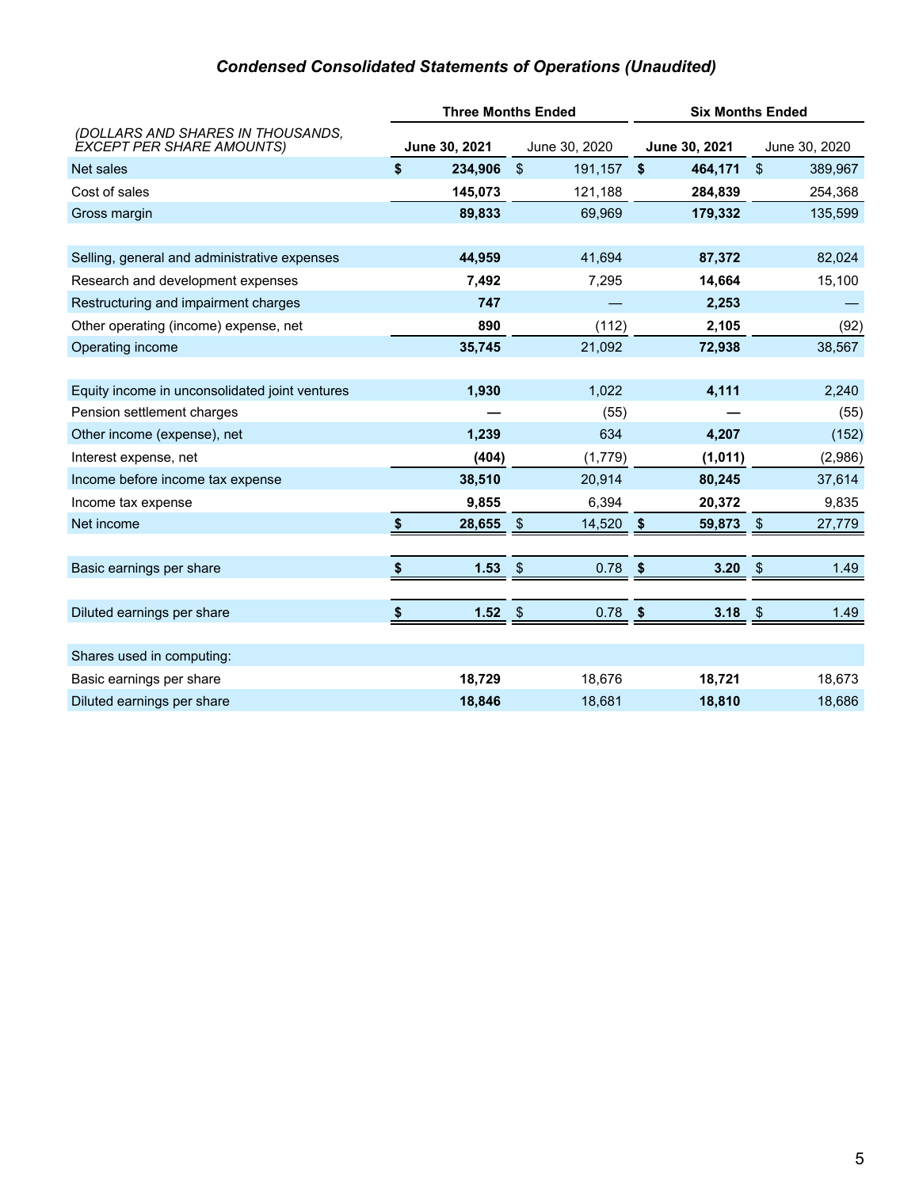## *Condensed Consolidated Statements of Operations (Unaudited)*

| *(DOLLARS AND SHARES IN THOUSANDS, EXCEPT PER SHARE AMOUNTS)* | Three Months Ended | | Six Months Ended | |
|---|---|---|---|---|
| | **June 30, 2021** | June 30, 2020 | **June 30, 2021** | June 30, 2020 |
| Net sales | **$ 234,906** | $ 191,157 | **$ 464,171** | $ 389,967 |
| Cost of sales | **145,073** | 121,188 | **284,839** | 254,368 |
| Gross margin | **89,833** | 69,969 | **179,332** | 135,599 |
| | | | | |
| Selling, general and administrative expenses | **44,959** | 41,694 | **87,372** | 82,024 |
| Research and development expenses | **7,492** | 7,295 | **14,664** | 15,100 |
| Restructuring and impairment charges | **747** | — | **2,253** | — |
| Other operating (income) expense, net | **890** | (112) | **2,105** | (92) |
| Operating income | **35,745** | 21,092 | **72,938** | 38,567 |
| | | | | |
| Equity income in unconsolidated joint ventures | **1,930** | 1,022 | **4,111** | 2,240 |
| Pension settlement charges | **—** | (55) | **—** | (55) |
| Other income (expense), net | **1,239** | 634 | **4,207** | (152) |
| Interest expense, net | **(404)** | (1,779) | **(1,011)** | (2,986) |
| Income before income tax expense | **38,510** | 20,914 | **80,245** | 37,614 |
| Income tax expense | **9,855** | 6,394 | **20,372** | 9,835 |
| Net income | **$ 28,655** | $ 14,520 | **$ 59,873** | $ 27,779 |
| | | | | |
| Basic earnings per share | **$ 1.53** | $ 0.78 | **$ 3.20** | $ 1.49 |
| | | | | |
| Diluted earnings per share | **$ 1.52** | $ 0.78 | **$ 3.18** | $ 1.49 |
| | | | | |
| Shares used in computing: | | | | |
| Basic earnings per share | **18,729** | 18,676 | **18,721** | 18,673 |
| Diluted earnings per share | **18,846** | 18,681 | **18,810** | 18,686 |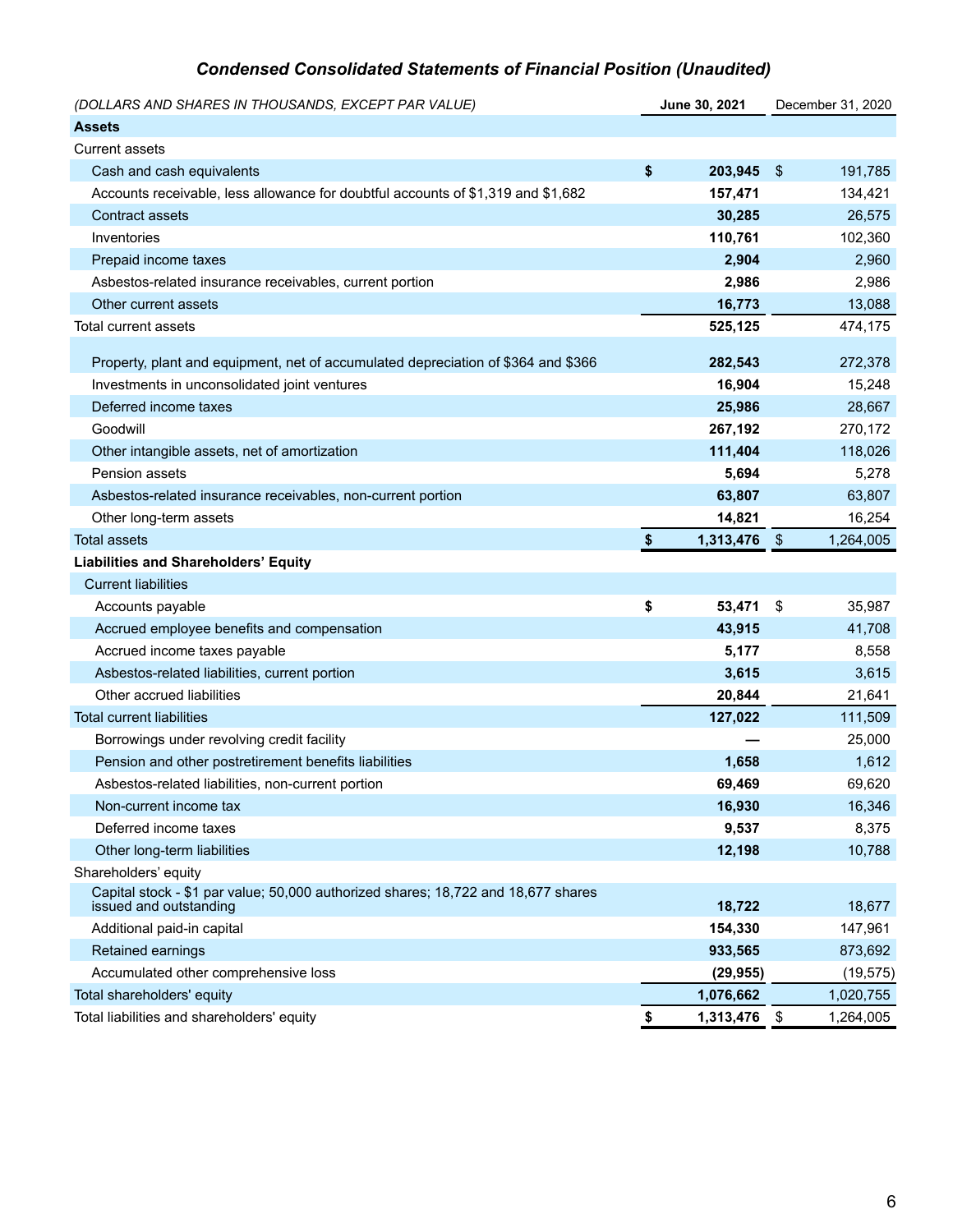# *Condensed Consolidated Statements of Financial Position (Unaudited)*

| *(DOLLARS AND SHARES IN THOUSANDS, EXCEPT PAR VALUE)* | June 30, 2021 | December 31, 2020 |
|---|---|---|
| **Assets** | | |
| Current assets | | |
| Cash and cash equivalents | **$ 203,945** | $ 191,785 |
| Accounts receivable, less allowance for doubtful accounts of $1,319 and $1,682 | **157,471** | 134,421 |
| Contract assets | **30,285** | 26,575 |
| Inventories | **110,761** | 102,360 |
| Prepaid income taxes | **2,904** | 2,960 |
| Asbestos-related insurance receivables, current portion | **2,986** | 2,986 |
| Other current assets | **16,773** | 13,088 |
| Total current assets | **525,125** | 474,175 |
| Property, plant and equipment, net of accumulated depreciation of $364 and $366 | **282,543** | 272,378 |
| Investments in unconsolidated joint ventures | **16,904** | 15,248 |
| Deferred income taxes | **25,986** | 28,667 |
| Goodwill | **267,192** | 270,172 |
| Other intangible assets, net of amortization | **111,404** | 118,026 |
| Pension assets | **5,694** | 5,278 |
| Asbestos-related insurance receivables, non-current portion | **63,807** | 63,807 |
| Other long-term assets | **14,821** | 16,254 |
| Total assets | **$ 1,313,476** | $ 1,264,005 |
| **Liabilities and Shareholders' Equity** | | |
| Current liabilities | | |
| Accounts payable | **$ 53,471** | $ 35,987 |
| Accrued employee benefits and compensation | **43,915** | 41,708 |
| Accrued income taxes payable | **5,177** | 8,558 |
| Asbestos-related liabilities, current portion | **3,615** | 3,615 |
| Other accrued liabilities | **20,844** | 21,641 |
| Total current liabilities | **127,022** | 111,509 |
| Borrowings under revolving credit facility | **—** | 25,000 |
| Pension and other postretirement benefits liabilities | **1,658** | 1,612 |
| Asbestos-related liabilities, non-current portion | **69,469** | 69,620 |
| Non-current income tax | **16,930** | 16,346 |
| Deferred income taxes | **9,537** | 8,375 |
| Other long-term liabilities | **12,198** | 10,788 |
| Shareholders' equity | | |
| Capital stock - $1 par value; 50,000 authorized shares; 18,722 and 18,677 shares issued and outstanding | **18,722** | 18,677 |
| Additional paid-in capital | **154,330** | 147,961 |
| Retained earnings | **933,565** | 873,692 |
| Accumulated other comprehensive loss | **(29,955)** | (19,575) |
| Total shareholders' equity | **1,076,662** | 1,020,755 |
| Total liabilities and shareholders' equity | **$ 1,313,476** | $ 1,264,005 |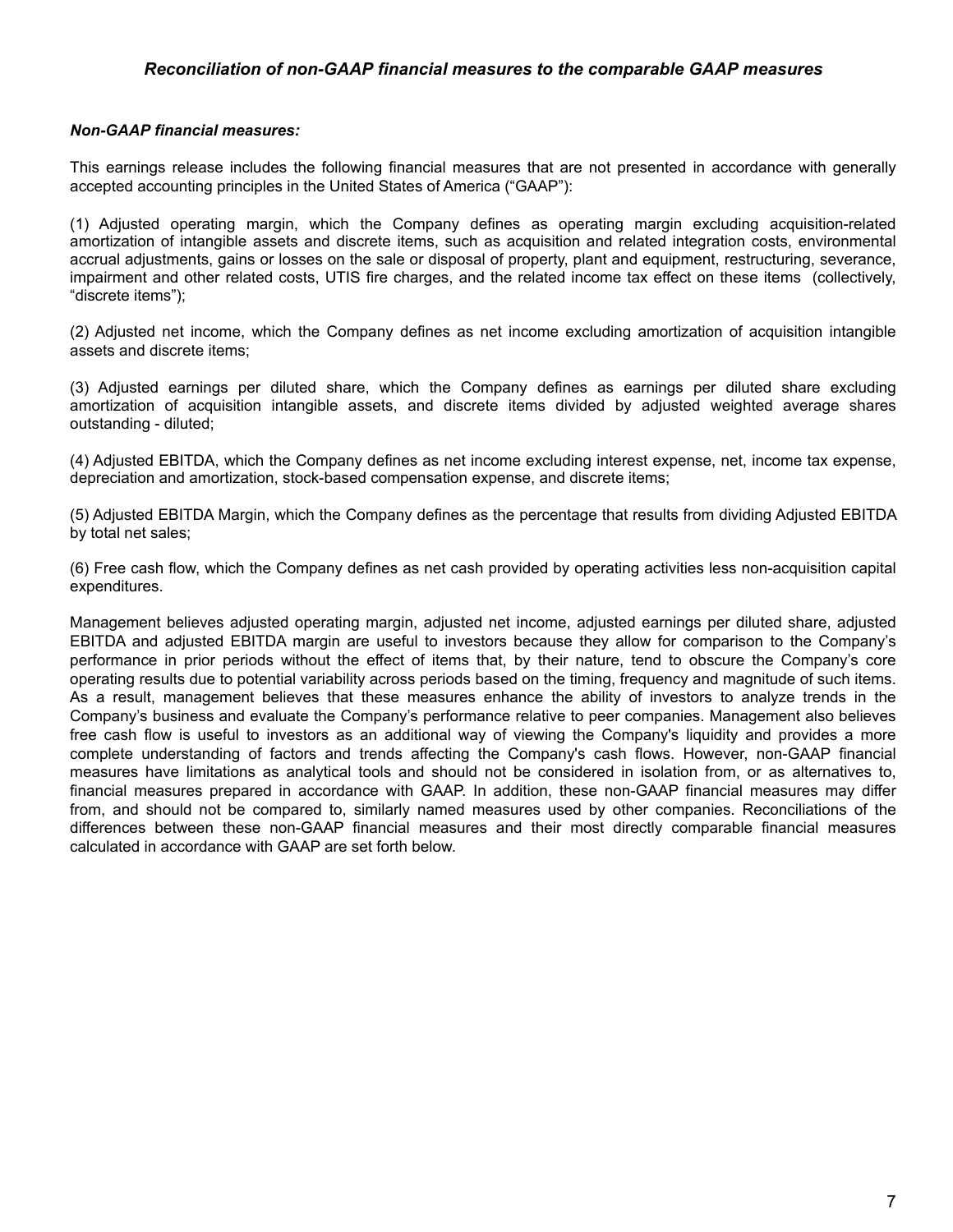## *Reconciliation of non-GAAP financial measures to the comparable GAAP measures*

***Non-GAAP financial measures:***

This earnings release includes the following financial measures that are not presented in accordance with generally accepted accounting principles in the United States of America ("GAAP"):

(1) Adjusted operating margin, which the Company defines as operating margin excluding acquisition-related amortization of intangible assets and discrete items, such as acquisition and related integration costs, environmental accrual adjustments, gains or losses on the sale or disposal of property, plant and equipment, restructuring, severance, impairment and other related costs, UTIS fire charges, and the related income tax effect on these items (collectively, "discrete items");

(2) Adjusted net income, which the Company defines as net income excluding amortization of acquisition intangible assets and discrete items;

(3) Adjusted earnings per diluted share, which the Company defines as earnings per diluted share excluding amortization of acquisition intangible assets, and discrete items divided by adjusted weighted average shares outstanding - diluted;

(4) Adjusted EBITDA, which the Company defines as net income excluding interest expense, net, income tax expense, depreciation and amortization, stock-based compensation expense, and discrete items;

(5) Adjusted EBITDA Margin, which the Company defines as the percentage that results from dividing Adjusted EBITDA by total net sales;

(6) Free cash flow, which the Company defines as net cash provided by operating activities less non-acquisition capital expenditures.

Management believes adjusted operating margin, adjusted net income, adjusted earnings per diluted share, adjusted EBITDA and adjusted EBITDA margin are useful to investors because they allow for comparison to the Company's performance in prior periods without the effect of items that, by their nature, tend to obscure the Company's core operating results due to potential variability across periods based on the timing, frequency and magnitude of such items. As a result, management believes that these measures enhance the ability of investors to analyze trends in the Company's business and evaluate the Company's performance relative to peer companies. Management also believes free cash flow is useful to investors as an additional way of viewing the Company's liquidity and provides a more complete understanding of factors and trends affecting the Company's cash flows. However, non-GAAP financial measures have limitations as analytical tools and should not be considered in isolation from, or as alternatives to, financial measures prepared in accordance with GAAP. In addition, these non-GAAP financial measures may differ from, and should not be compared to, similarly named measures used by other companies. Reconciliations of the differences between these non-GAAP financial measures and their most directly comparable financial measures calculated in accordance with GAAP are set forth below.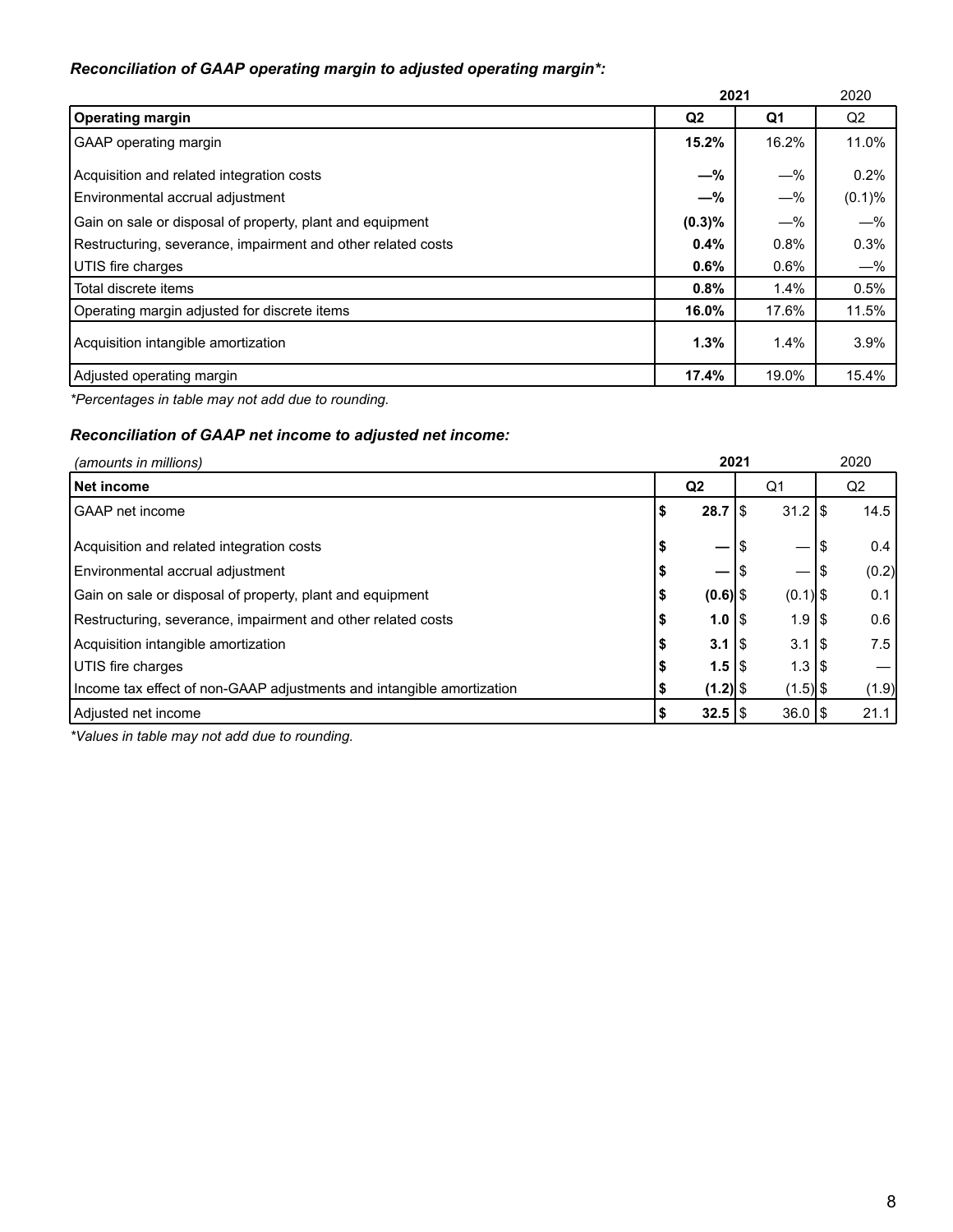***Reconciliation of GAAP operating margin to adjusted operating margin*:***

| | 2021 | | 2020 |
|---|---|---|---|
| **Operating margin** | **Q2** | **Q1** | Q2 |
| GAAP operating margin | **15.2%** | 16.2% | 11.0% |
| Acquisition and related integration costs | **—%** | —% | 0.2% |
| Environmental accrual adjustment | **—%** | —% | (0.1)% |
| Gain on sale or disposal of property, plant and equipment | **(0.3)%** | —% | —% |
| Restructuring, severance, impairment and other related costs | **0.4%** | 0.8% | 0.3% |
| UTIS fire charges | **0.6%** | 0.6% | —% |
| Total discrete items | **0.8%** | 1.4% | 0.5% |
| Operating margin adjusted for discrete items | **16.0%** | 17.6% | 11.5% |
| Acquisition intangible amortization | **1.3%** | 1.4% | 3.9% |
| Adjusted operating margin | **17.4%** | 19.0% | 15.4% |

*\*Percentages in table may not add due to rounding.*

***Reconciliation of GAAP net income to adjusted net income:***

| *(amounts in millions)* | 2021 | | 2020 |
|---|---|---|---|
| **Net income** | **Q2** | Q1 | Q2 |
| GAAP net income | **$ 28.7** | $ 31.2 | $ 14.5 |
| Acquisition and related integration costs | **$ —** | $ — | $ 0.4 |
| Environmental accrual adjustment | **$ —** | $ — | $ (0.2) |
| Gain on sale or disposal of property, plant and equipment | **$ (0.6)** | $ (0.1) | $ 0.1 |
| Restructuring, severance, impairment and other related costs | **$ 1.0** | $ 1.9 | $ 0.6 |
| Acquisition intangible amortization | **$ 3.1** | $ 3.1 | $ 7.5 |
| UTIS fire charges | **$ 1.5** | $ 1.3 | $ — |
| Income tax effect of non-GAAP adjustments and intangible amortization | **$ (1.2)** | $ (1.5) | $ (1.9) |
| Adjusted net income | **$ 32.5** | $ 36.0 | $ 21.1 |

*\*Values in table may not add due to rounding.*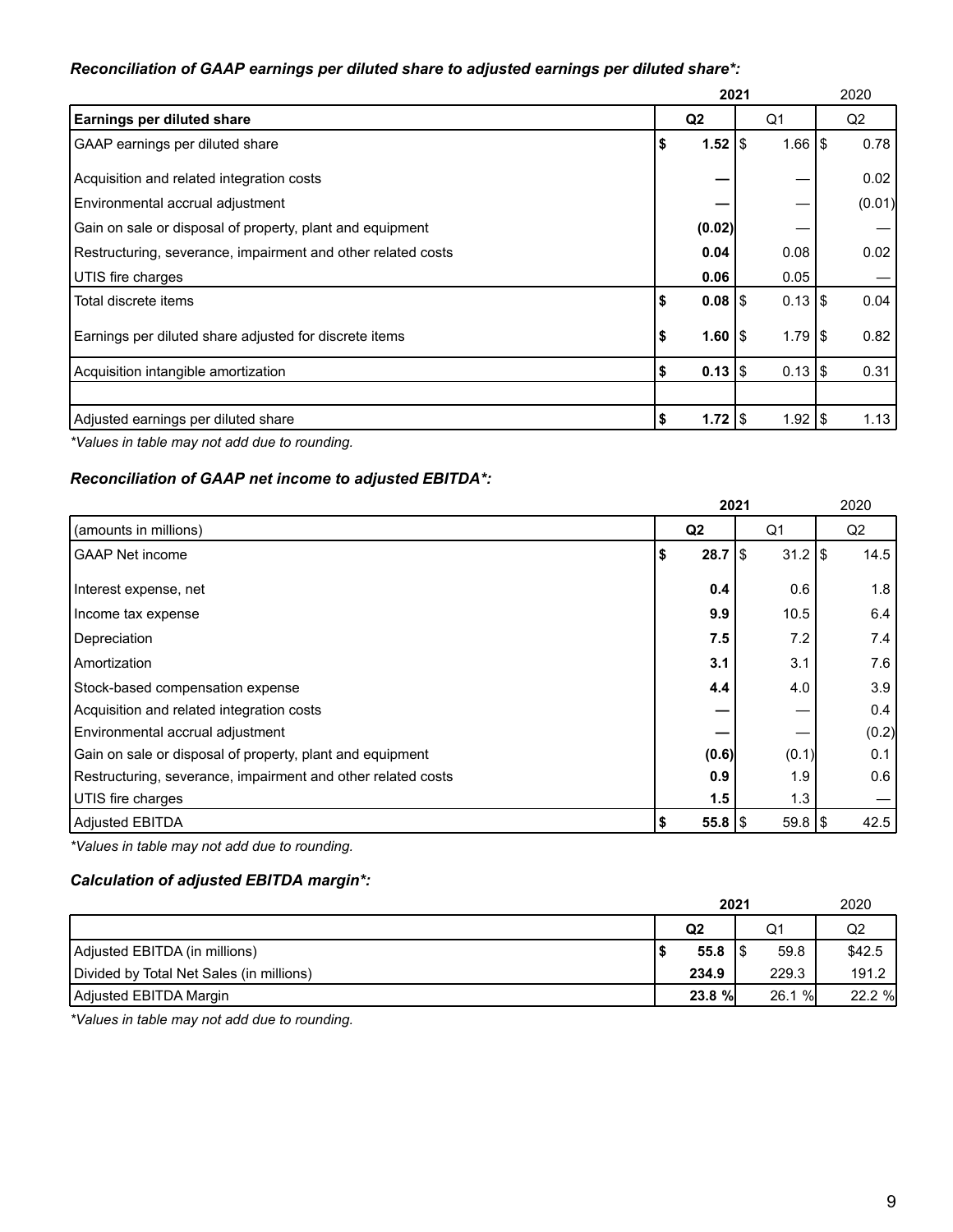***Reconciliation of GAAP earnings per diluted share to adjusted earnings per diluted share*:***

| | **2021** | | 2020 |
|---|---|---|---|
| **Earnings per diluted share** | **Q2** | Q1 | Q2 |
| GAAP earnings per diluted share | **$ 1.52** | $ 1.66 | $ 0.78 |
| Acquisition and related integration costs | **—** | — | 0.02 |
| Environmental accrual adjustment | **—** | — | (0.01) |
| Gain on sale or disposal of property, plant and equipment | **(0.02)** | — | — |
| Restructuring, severance, impairment and other related costs | **0.04** | 0.08 | 0.02 |
| UTIS fire charges | **0.06** | 0.05 | — |
| Total discrete items | **$ 0.08** | $ 0.13 | $ 0.04 |
| Earnings per diluted share adjusted for discrete items | **$ 1.60** | $ 1.79 | $ 0.82 |
| Acquisition intangible amortization | **$ 0.13** | $ 0.13 | $ 0.31 |
| | | | |
| Adjusted earnings per diluted share | **$ 1.72** | $ 1.92 | $ 1.13 |

**Values in table may not add due to rounding.*

***Reconciliation of GAAP net income to adjusted EBITDA*:***

| | **2021** | | 2020 |
|---|---|---|---|
| (amounts in millions) | **Q2** | Q1 | Q2 |
| GAAP Net income | **$ 28.7** | $ 31.2 | $ 14.5 |
| Interest expense, net | **0.4** | 0.6 | 1.8 |
| Income tax expense | **9.9** | 10.5 | 6.4 |
| Depreciation | **7.5** | 7.2 | 7.4 |
| Amortization | **3.1** | 3.1 | 7.6 |
| Stock-based compensation expense | **4.4** | 4.0 | 3.9 |
| Acquisition and related integration costs | **—** | — | 0.4 |
| Environmental accrual adjustment | **—** | — | (0.2) |
| Gain on sale or disposal of property, plant and equipment | **(0.6)** | (0.1) | 0.1 |
| Restructuring, severance, impairment and other related costs | **0.9** | 1.9 | 0.6 |
| UTIS fire charges | **1.5** | 1.3 | — |
| Adjusted EBITDA | **$ 55.8** | $ 59.8 | $ 42.5 |

**Values in table may not add due to rounding.*

***Calculation of adjusted EBITDA margin*:***

| | **2021** | | 2020 |
|---|---|---|---|
| | **Q2** | Q1 | Q2 |
| Adjusted EBITDA (in millions) | **$ 55.8** | $ 59.8 | $42.5 |
| Divided by Total Net Sales (in millions) | **234.9** | 229.3 | 191.2 |
| Adjusted EBITDA Margin | **23.8 %** | 26.1 % | 22.2 % |

**Values in table may not add due to rounding.*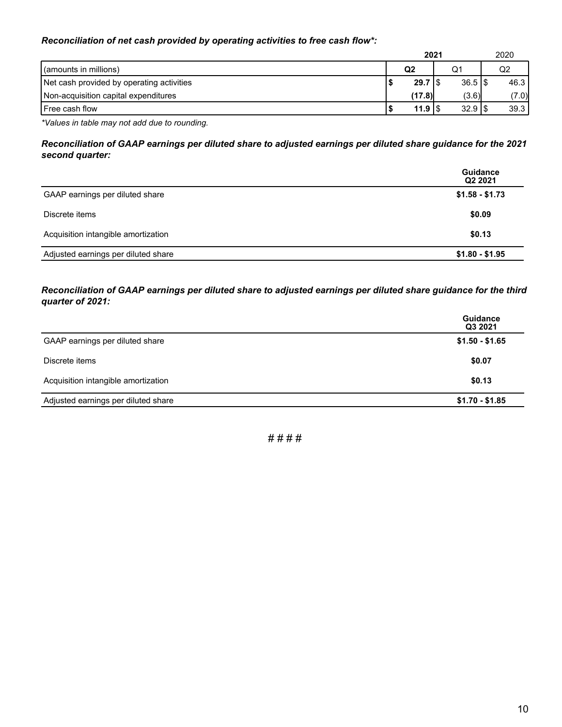***Reconciliation of net cash provided by operating activities to free cash flow*:***

| | 2021 | | 2020 |
|---|---|---|---|
| (amounts in millions) | **Q2** | Q1 | Q2 |
| Net cash provided by operating activities | **$ 29.7** | $ 36.5 | $ 46.3 |
| Non-acquisition capital expenditures | **(17.8)** | (3.6) | (7.0) |
| Free cash flow | **$ 11.9** | $ 32.9 | $ 39.3 |

**Values in table may not add due to rounding.*

***Reconciliation of GAAP earnings per diluted share to adjusted earnings per diluted share guidance for the 2021 second quarter:***

| | **Guidance Q2 2021** |
|---|---|
| GAAP earnings per diluted share | **$1.58 - $1.73** |
| Discrete items | **$0.09** |
| Acquisition intangible amortization | **$0.13** |
| Adjusted earnings per diluted share | **$1.80 - $1.95** |

***Reconciliation of GAAP earnings per diluted share to adjusted earnings per diluted share guidance for the third quarter of 2021:***

| | **Guidance Q3 2021** |
|---|---|
| GAAP earnings per diluted share | **$1.50 - $1.65** |
| Discrete items | **$0.07** |
| Acquisition intangible amortization | **$0.13** |
| Adjusted earnings per diluted share | **$1.70 - $1.85** |

# # # #